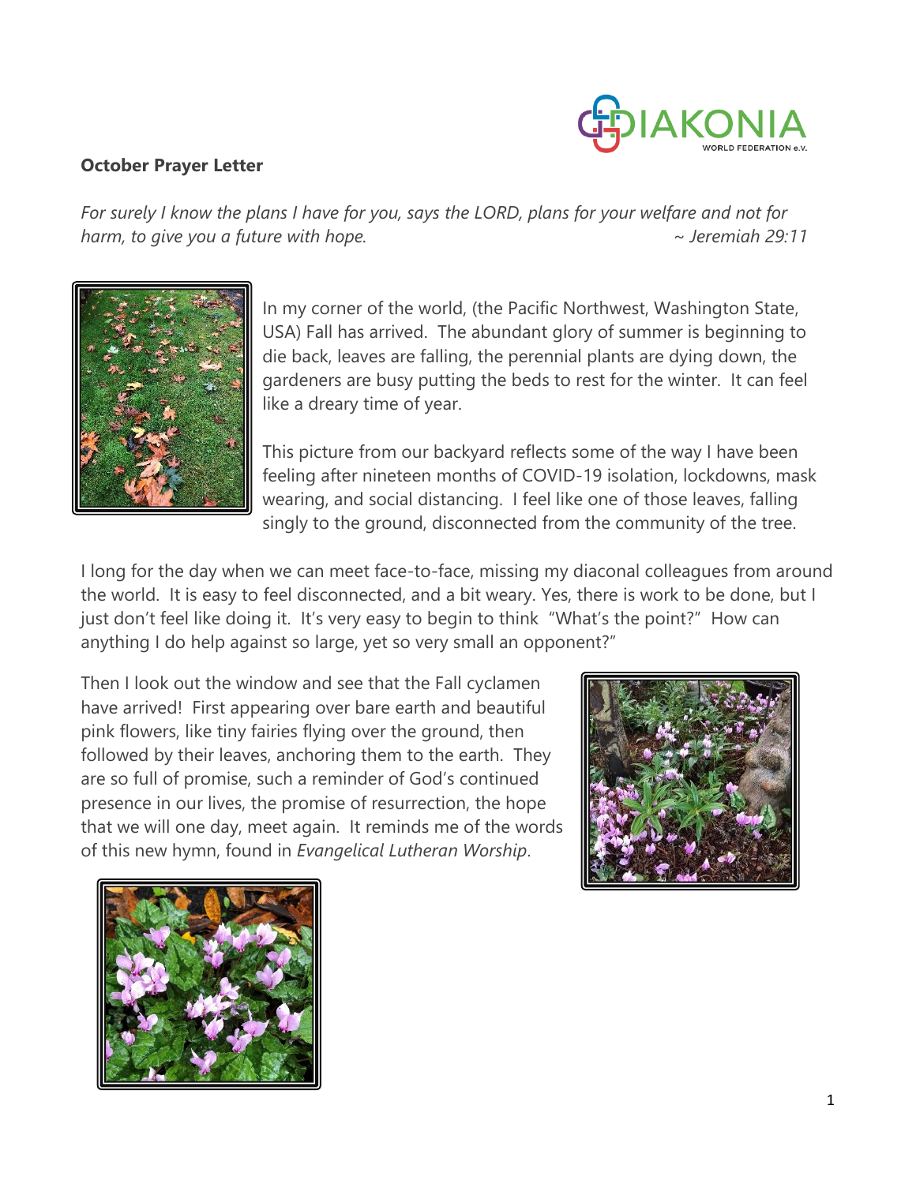**October Prayer Letter**

*For surely I know the plans I have for you, says the LORD, plans for your welfare and not for harm, to give you a future with hope.* ~ *Jeremiah 29:11*

In my corner of the world, (the Pacific Northwest, Washington State, USA) Fall has arrived. The abundant glory of summer is beginning to die back, leaves are falling, the perennial plants are dying down, the gardeners are busy putting the beds to rest for the winter. It can feel like a dreary time of year.

This picture from our backyard reflects some of the way I have been feeling after nineteen months of COVID-19 isolation, lockdowns, mask wearing, and social distancing. I feel like one of those leaves, falling singly to the ground, disconnected from the community of the tree.

I long for the day when we can meet face-to-face, missing my diaconal colleagues from around the world. It is easy to feel disconnected, and a bit weary. Yes, there is work to be done, but I just don't feel like doing it. It's very easy to begin to think "What's the point?" How can anything I do help against so large, yet so very small an opponent?"

Then I look out the window and see that the Fall cyclamen have arrived! First appearing over bare earth and beautiful pink flowers, like tiny fairies flying over the ground, then followed by their leaves, anchoring them to the earth. They are so full of promise, such a reminder of God's continued presence in our lives, the promise of resurrection, the hope that we will one day, meet again. It reminds me of the words of this new hymn, found in *Evangelical Lutheran Worship*.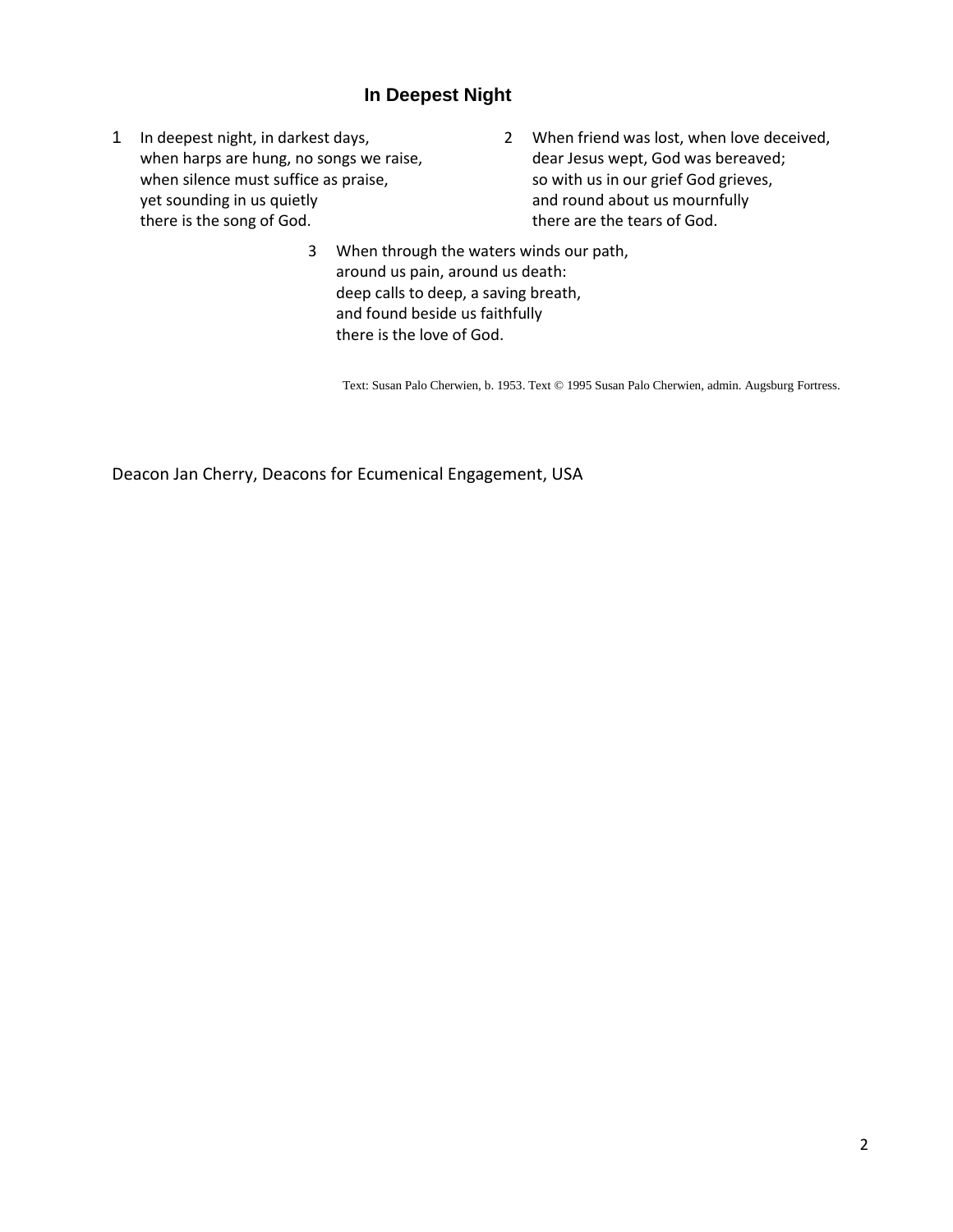## In Deepest Night

1 In deepest night, in darkest days,
when harps are hung, no songs we raise,
when silence must suffice as praise,
yet sounding in us quietly
there is the song of God.

2 When friend was lost, when love deceived,
dear Jesus wept, God was bereaved;
so with us in our grief God grieves,
and round about us mournfully
there are the tears of God.

3 When through the waters winds our path,
around us pain, around us death:
deep calls to deep, a saving breath,
and found beside us faithfully
there is the love of God.

Text: Susan Palo Cherwien, b. 1953. Text © 1995 Susan Palo Cherwien, admin. Augsburg Fortress.

Deacon Jan Cherry, Deacons for Ecumenical Engagement, USA